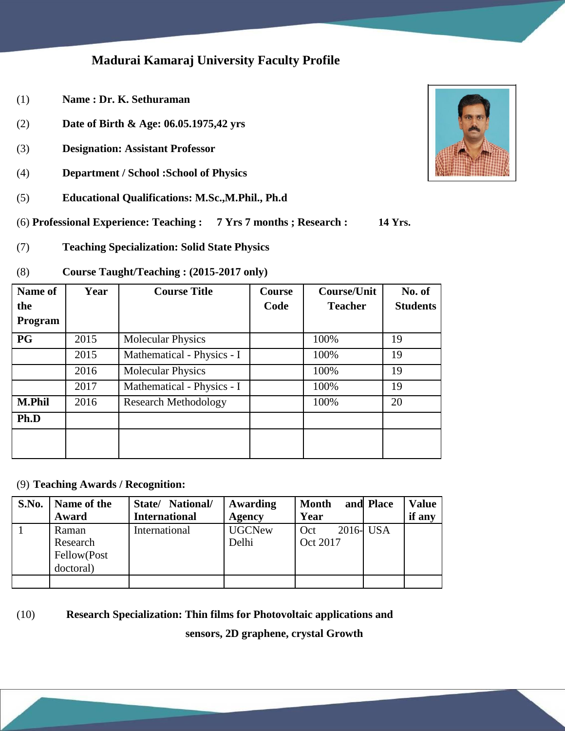# Madurai Kamaraj University Faculty Profile

(1) **Name : Dr. K. Sethuraman**

(2) **Date of Birth & Age: 06.05.1975,42 yrs**

(3) **Designation: Assistant Professor**

(4) **Department / School :School of Physics**

(5) **Educational Qualifications: M.Sc.,M.Phil., Ph.d**

(6) **Professional Experience: Teaching : 7 Yrs 7 months ; Research : 14 Yrs.**

(7) **Teaching Specialization: Solid State Physics**

(8) **Course Taught/Teaching : (2015-2017 only)**

| Name of the Program | Year | Course Title | Course Code | Course/Unit Teacher | No. of Students |
|---|---|---|---|---|---|
| **PG** | 2015 | Molecular Physics | | 100% | 19 |
| | 2015 | Mathematical - Physics - I | | 100% | 19 |
| | 2016 | Molecular Physics | | 100% | 19 |
| | 2017 | Mathematical - Physics - I | | 100% | 19 |
| **M.Phil** | 2016 | Research Methodology | | 100% | 20 |
| **Ph.D** | | | | | |
| | | | | | |

(9) **Teaching Awards / Recognition:**

| S.No. | Name of the Award | State/ National/ International | Awarding Agency | Month and Year | Place | Value if any |
|---|---|---|---|---|---|---|
| 1 | Raman Research Fellow(Post doctoral) | International | UGCNew Delhi | Oct 2016- Oct 2017 | USA | |
| | | | | | | |

(10) **Research Specialization: Thin films for Photovoltaic applications and sensors, 2D graphene, crystal Growth**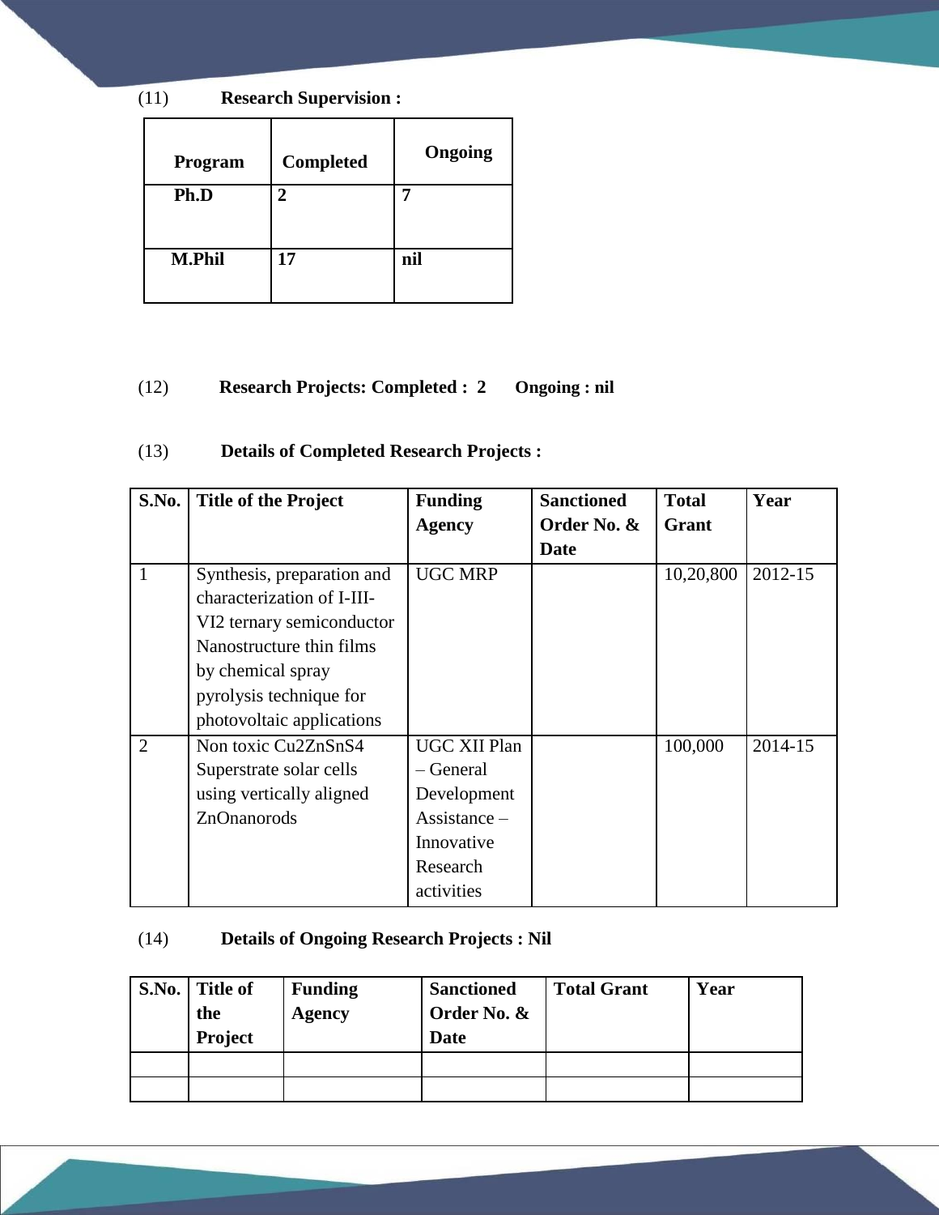(11) **Research Supervision :**

| Program | Completed | Ongoing |
|---|---|---|
| **Ph.D** | **2** | **7** |
| **M.Phil** | **17** | **nil** |

(12) **Research Projects: Completed : 2 Ongoing : nil**

(13) **Details of Completed Research Projects :**

| S.No. | Title of the Project | Funding Agency | Sanctioned Order No. & Date | Total Grant | Year |
|---|---|---|---|---|---|
| 1 | Synthesis, preparation and characterization of I-III-VI2 ternary semiconductor Nanostructure thin films by chemical spray pyrolysis technique for photovoltaic applications | UGC MRP | | 10,20,800 | 2012-15 |
| 2 | Non toxic $Cu_2ZnSnS_4$ Superstrate solar cells using vertically aligned ZnOnanorods | UGC XII Plan – General Development Assistance – Innovative Research activities | | 100,000 | 2014-15 |

(14) **Details of Ongoing Research Projects : Nil**

| S.No. | Title of the Project | Funding Agency | Sanctioned Order No. & Date | Total Grant | Year |
|---|---|---|---|---|---|
| | | | | | |
| | | | | | |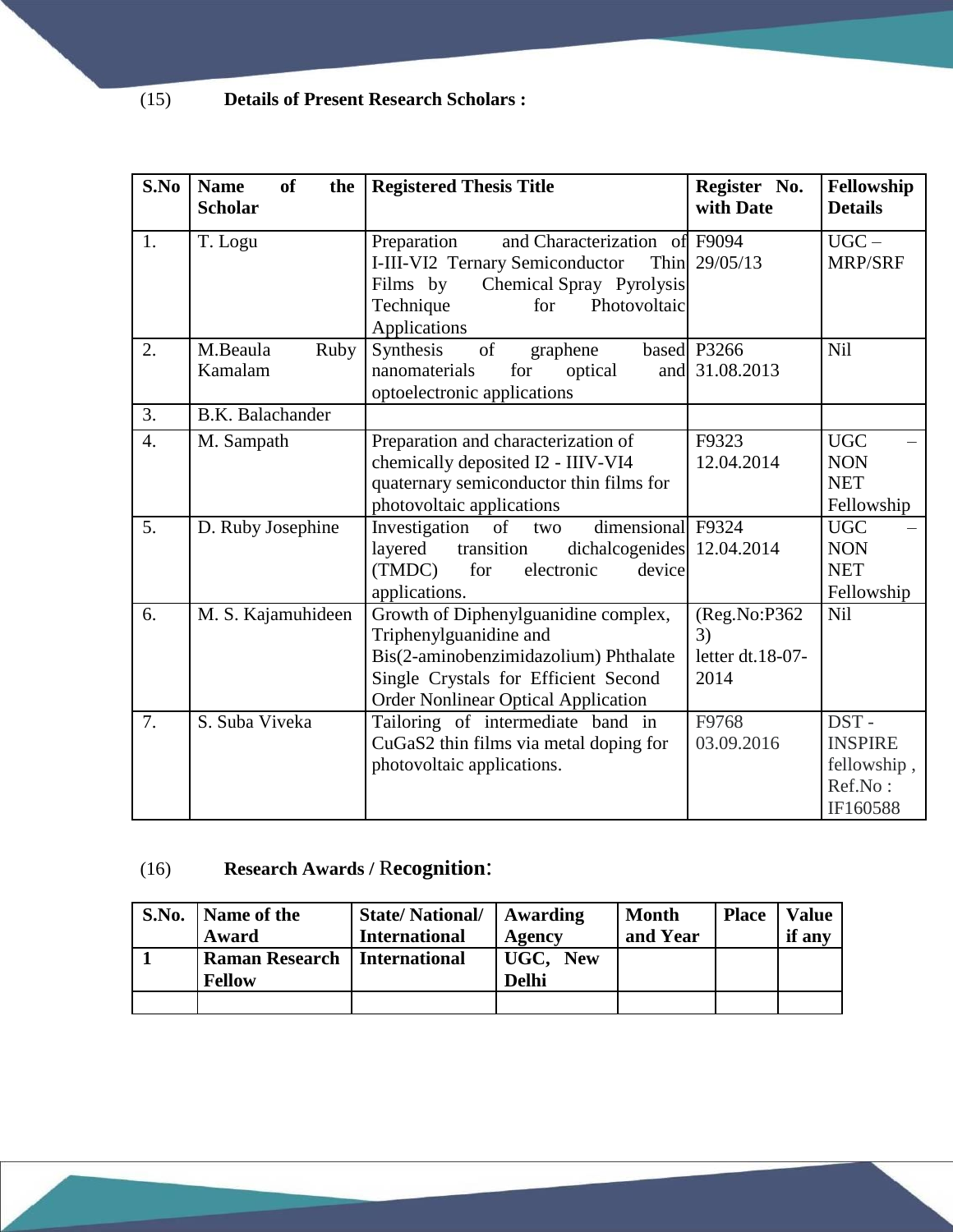(15) **Details of Present Research Scholars :**

| S.No | Name of the Scholar | Registered Thesis Title | Register No. with Date | Fellowship Details |
|---|---|---|---|---|
| 1. | T. Logu | Preparation and Characterization of I-III-VI2 Ternary Semiconductor Thin Films by Chemical Spray Pyrolysis Technique for Photovoltaic Applications | F9094 29/05/13 | UGC – MRP/SRF |
| 2. | M.Beaula Ruby Kamalam | Synthesis of graphene based nanomaterials for optical and optoelectronic applications | P3266 31.08.2013 | Nil |
| 3. | B.K. Balachander | | | |
| 4. | M. Sampath | Preparation and characterization of chemically deposited I2 - IIIV-VI4 quaternary semiconductor thin films for photovoltaic applications | F9323 12.04.2014 | UGC – NON NET Fellowship |
| 5. | D. Ruby Josephine | Investigation of two dimensional layered transition dichalcogenides (TMDC) for electronic device applications. | F9324 12.04.2014 | UGC – NON NET Fellowship |
| 6. | M. S. Kajamuhideen | Growth of Diphenylguanidine complex, Triphenylguanidine and Bis(2-aminobenzimidazolium) Phthalate Single Crystals for Efficient Second Order Nonlinear Optical Application | (Reg.No:P3623) letter dt.18-07-2014 | Nil |
| 7. | S. Suba Viveka | Tailoring of intermediate band in CuGaS2 thin films via metal doping for photovoltaic applications. | F9768 03.09.2016 | DST - INSPIRE fellowship , Ref.No : IF160588 |

(16) **Research Awards / Recognition:**

| S.No. | Name of the Award | State/ National/ International | Awarding Agency | Month and Year | Place | Value if any |
|---|---|---|---|---|---|---|
| **1** | **Raman Research Fellow** | **International** | **UGC, New Delhi** | | | |
| | | | | | | |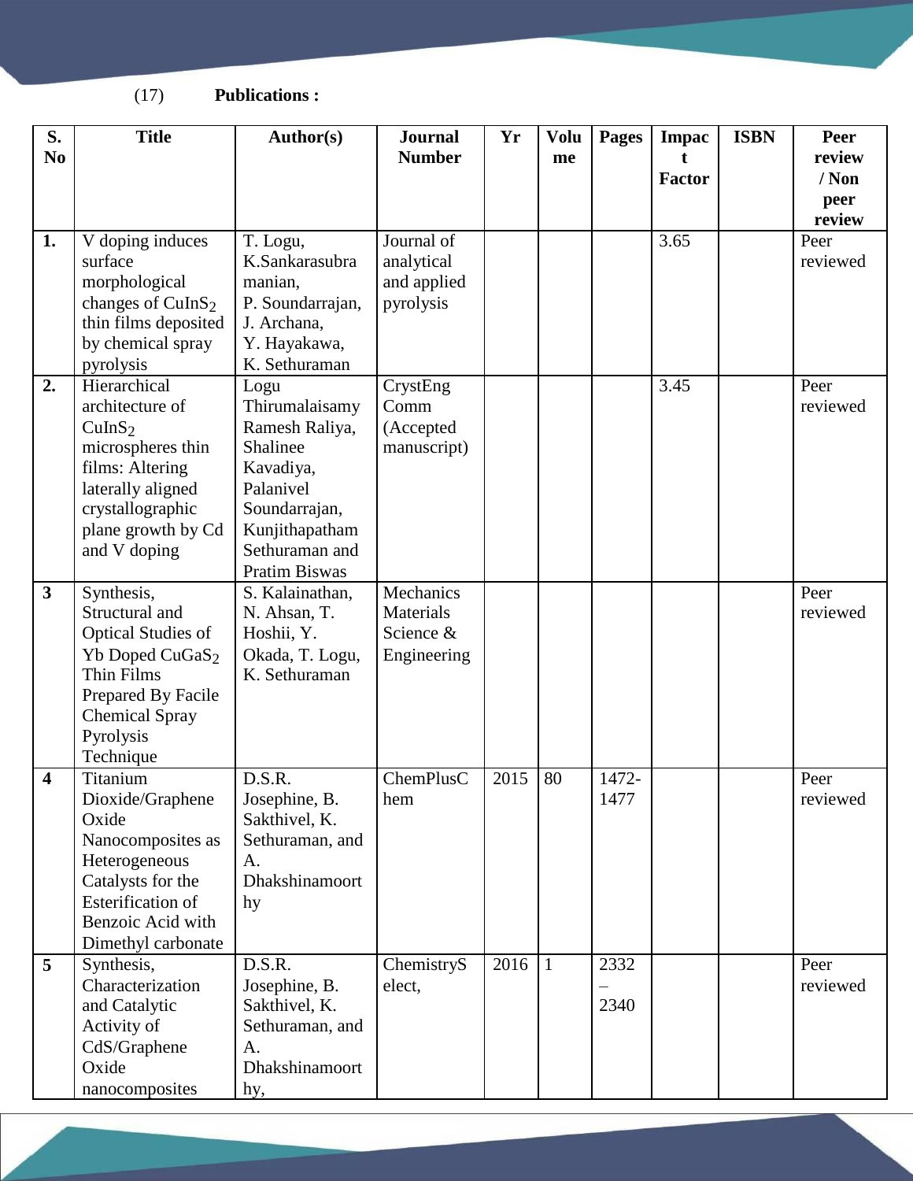(17) **Publications :**

| S. No | Title | Author(s) | Journal Number | Yr | Volume | Pages | Impact Factor | ISBN | Peer review / Non peer review |
|---|---|---|---|---|---|---|---|---|---|
| 1. | V doping induces surface morphological changes of $CuInS_2$ thin films deposited by chemical spray pyrolysis | T. Logu, K.Sankarasubramanian, P. Soundarrajan, J. Archana, Y. Hayakawa, K. Sethuraman | Journal of analytical and applied pyrolysis | | | | 3.65 | | Peer reviewed |
| 2. | Hierarchical architecture of $CuInS_2$ microspheres thin films: Altering laterally aligned crystallographic plane growth by Cd and V doping | Logu Thirumalaisamy Ramesh Raliya, Shalinee Kavadiya, Palanivel Soundarrajan, Kunjithapatham Sethuraman and Pratim Biswas | CrystEng Comm (Accepted manuscript) | | | | 3.45 | | Peer reviewed |
| 3 | Synthesis, Structural and Optical Studies of Yb Doped $CuGaS_2$ Thin Films Prepared By Facile Chemical Spray Pyrolysis Technique | S. Kalainathan, N. Ahsan, T. Hoshii, Y. Okada, T. Logu, K. Sethuraman | Mechanics Materials Science & Engineering | | | | | | Peer reviewed |
| 4 | Titanium Dioxide/Graphene Oxide Nanocomposites as Heterogeneous Catalysts for the Esterification of Benzoic Acid with Dimethyl carbonate | D.S.R. Josephine, B. Sakthivel, K. Sethuraman, and A. Dhakshinamoorthy | ChemPlusChem | 2015 | 80 | 1472-1477 | | | Peer reviewed |
| 5 | Synthesis, Characterization and Catalytic Activity of CdS/Graphene Oxide nanocomposites | D.S.R. Josephine, B. Sakthivel, K. Sethuraman, and A. Dhakshinamoorthy, | ChemistrySelect, | 2016 | 1 | 2332 – 2340 | | | Peer reviewed |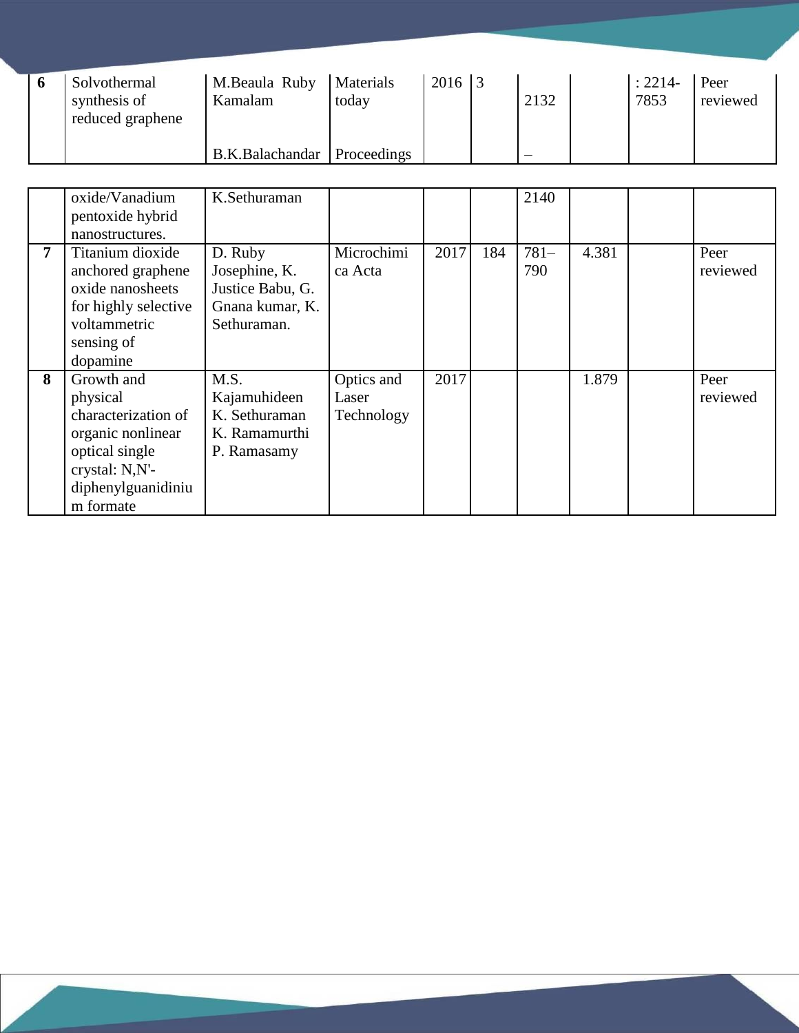| 6 | Solvothermal synthesis of reduced graphene oxide/Vanadium pentoxide hybrid nanostructures. | M.Beaula Ruby Kamalam B.K.Balachandar K.Sethuraman | Materials today Proceedings | 2016 | 3 | 2132 – 2140 | | : 2214-7853 | Peer reviewed |
|---|---|---|---|---|---|---|---|---|---|
| 7 | Titanium dioxide anchored graphene oxide nanosheets for highly selective voltammetric sensing of dopamine | D. Ruby Josephine, K. Justice Babu, G. Gnana kumar, K. Sethuraman. | Microchimica Acta | 2017 | 184 | 781–790 | 4.381 | | Peer reviewed |
| 8 | Growth and physical characterization of organic nonlinear optical single crystal: N,N'-diphenylguanidinium formate | M.S. Kajamuhideen K. Sethuraman K. Ramamurthi P. Ramasamy | Optics and Laser Technology | 2017 | | | 1.879 | | Peer reviewed |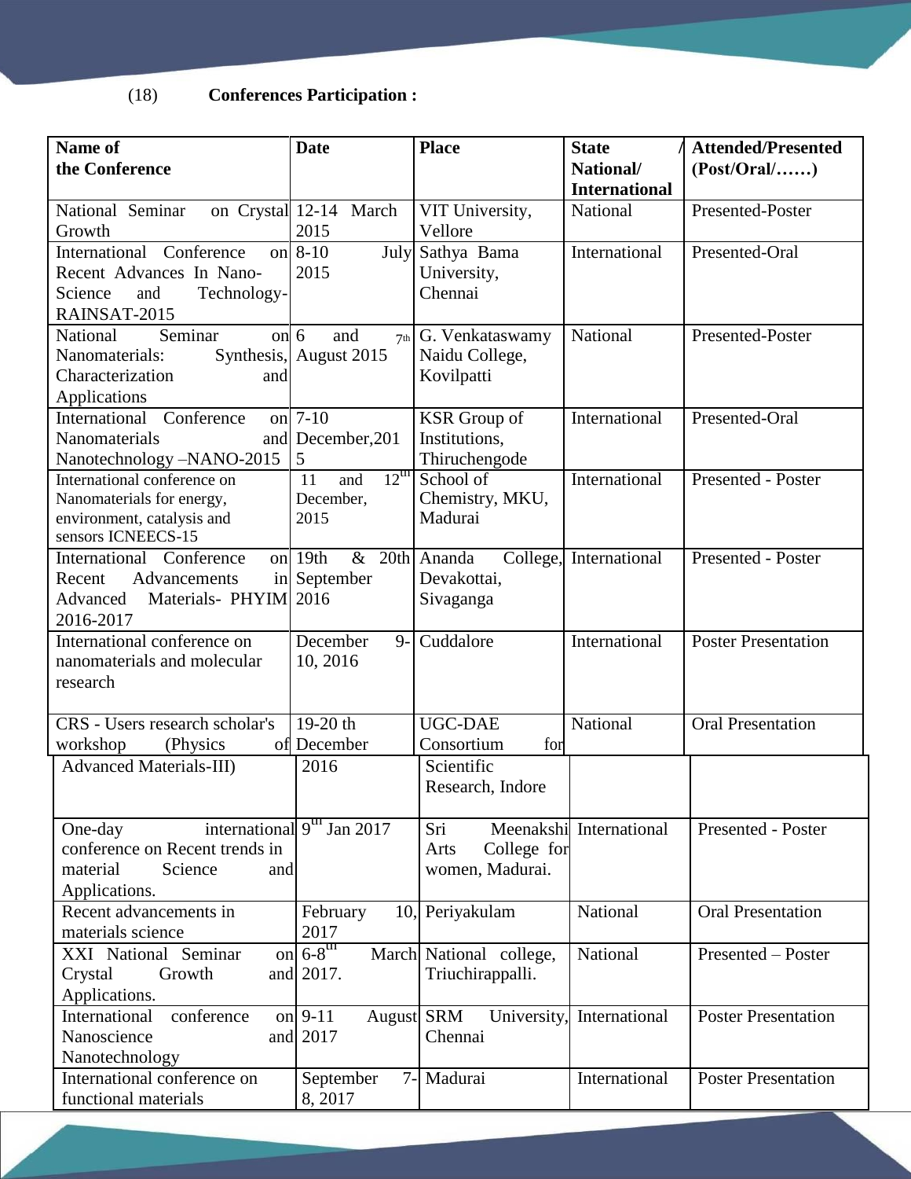(18) **Conferences Participation :**

| Name of the Conference | Date | Place | State / National/ International | Attended/Presented (Post/Oral/……) |
|---|---|---|---|---|
| National Seminar on Crystal Growth | 12-14 March 2015 | VIT University, Vellore | National | Presented-Poster |
| International Conference on Recent Advances In Nano-Science and Technology-RAINSAT-2015 | 8-10 July 2015 | Sathya Bama University, Chennai | International | Presented-Oral |
| National Seminar on Nanomaterials: Synthesis, Characterization and Applications | 6 and 7th August 2015 | G. Venkataswamy Naidu College, Kovilpatti | National | Presented-Poster |
| International Conference on Nanomaterials and Nanotechnology –NANO-2015 | 7-10 December,2015 | KSR Group of Institutions, Thiruchengode | International | Presented-Oral |
| International conference on Nanomaterials for energy, environment, catalysis and sensors ICNEECS-15 | 11 and 12th December, 2015 | School of Chemistry, MKU, Madurai | International | Presented - Poster |
| International Conference on Recent Advancements in Advanced Materials- PHYIM 2016-2017 | 19th & 20th September 2016 | Ananda College, Devakottai, Sivaganga | International | Presented - Poster |
| International conference on nanomaterials and molecular research | December 9-10, 2016 | Cuddalore | International | Poster Presentation |
| CRS - Users research scholar's workshop (Physics of Advanced Materials-III) | 19-20 th December 2016 | UGC-DAE Consortium for Scientific Research, Indore | National | Oral Presentation |
| One-day international conference on Recent trends in material Science and Applications. | 9th Jan 2017 | Sri Meenakshi Arts College for women, Madurai. | International | Presented - Poster |
| Recent advancements in materials science | February 10, 2017 | Periyakulam | National | Oral Presentation |
| XXI National Seminar on Crystal Growth and Applications. | 6-8th March 2017. | National college, Triuchirappalli. | National | Presented – Poster |
| International conference on Nanoscience and Nanotechnology | 9-11 August 2017 | SRM University, Chennai | International | Poster Presentation |
| International conference on functional materials | September 7-8, 2017 | Madurai | International | Poster Presentation |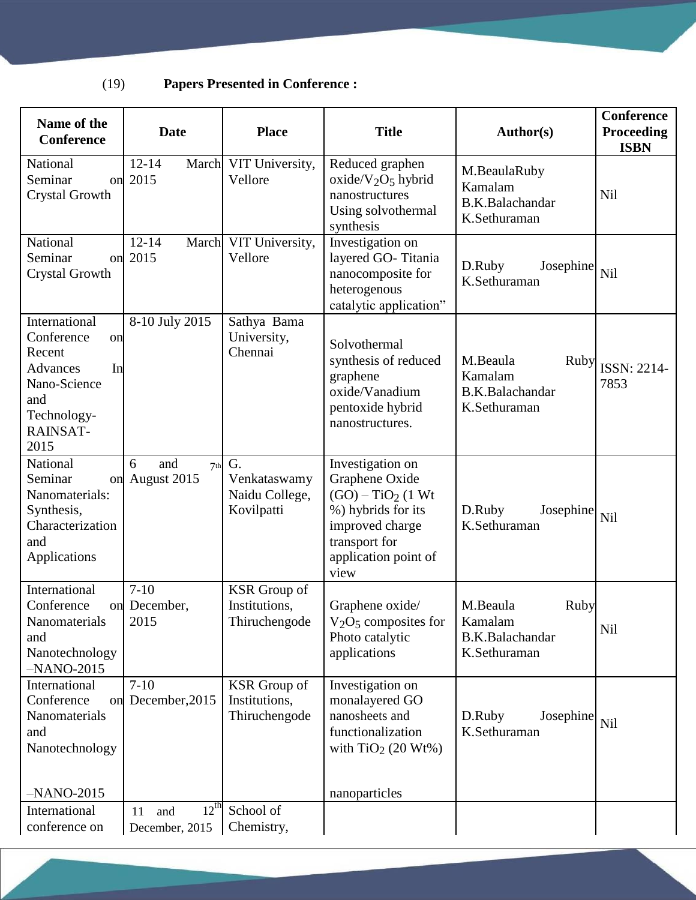(19) **Papers Presented in Conference :**

| Name of the Conference | Date | Place | Title | Author(s) | Conference Proceeding ISBN |
|---|---|---|---|---|---|
| National Seminar on Crystal Growth | 12-14 March 2015 | VIT University, Vellore | Reduced graphen oxide/$V_2O_5$ hybrid nanostructures Using solvothermal synthesis | M.BeaulaRuby Kamalam B.K.Balachandar K.Sethuraman | Nil |
| National Seminar on Crystal Growth | 12-14 March 2015 | VIT University, Vellore | Investigation on layered GO- Titania nanocomposite for heterogenous catalytic application" | D.Ruby Josephine K.Sethuraman | Nil |
| International Conference on Recent Advances In Nano-Science and Technology- RAINSAT-2015 | 8-10 July 2015 | Sathya Bama University, Chennai | Solvothermal synthesis of reduced graphene oxide/Vanadium pentoxide hybrid nanostructures. | M.Beaula Ruby Kamalam B.K.Balachandar K.Sethuraman | ISSN: 2214-7853 |
| National Seminar on Nanomaterials: Synthesis, Characterization and Applications | 6 and 7th August 2015 | G. Venkataswamy Naidu College, Kovilpatti | Investigation on Graphene Oxide (GO) – $TiO_2$ (1 Wt %) hybrids for its improved charge transport for application point of view | D.Ruby Josephine K.Sethuraman | Nil |
| International Conference on Nanomaterials and Nanotechnology –NANO-2015 | 7-10 December, 2015 | KSR Group of Institutions, Thiruchengode | Graphene oxide/ $V_2O_5$ composites for Photo catalytic applications | M.Beaula Ruby Kamalam B.K.Balachandar K.Sethuraman | Nil |
| International Conference on Nanomaterials and Nanotechnology –NANO-2015 | 7-10 December,2015 | KSR Group of Institutions, Thiruchengode | Investigation on monalayered GO nanosheets and functionalization with $TiO_2$ (20 Wt%) nanoparticles | D.Ruby Josephine K.Sethuraman | Nil |
| International conference on | 11 and 12th December, 2015 | School of Chemistry, | | | |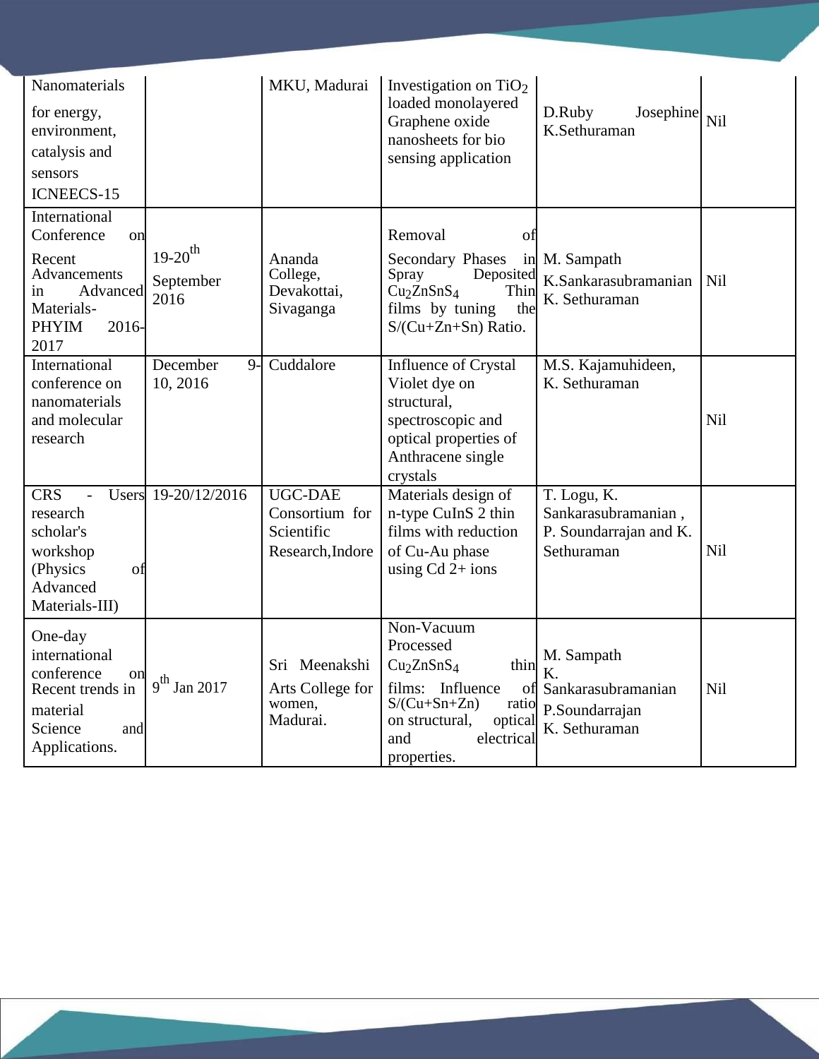| | | | | | |
|---|---|---|---|---|---|
| Nanomaterials for energy, environment, catalysis and sensors ICNEECS-15 | | MKU, Madurai | Investigation on $TiO_2$ loaded monolayered Graphene oxide nanosheets for bio sensing application | D.Ruby Josephine K.Sethuraman | Nil |
| International Conference on Recent Advancements in Advanced Materials-PHYIM 2016-2017 | 19-20[th] September 2016 | Ananda College, Devakottai, Sivaganga | Removal of Secondary Phases in Spray Deposited $Cu_2ZnSnS_4$ Thin films by tuning the S/(Cu+Zn+Sn) Ratio. | M. Sampath K.Sankarasubramanian K. Sethuraman | Nil |
| International conference on nanomaterials and molecular research | December 9-10, 2016 | Cuddalore | Influence of Crystal Violet dye on structural, spectroscopic and optical properties of Anthracene single crystals | M.S. Kajamuhideen, K. Sethuraman | Nil |
| CRS - Users research scholar's workshop (Physics of Advanced Materials-III) | 19-20/12/2016 | UGC-DAE Consortium for Scientific Research,Indore | Materials design of n-type CuInS 2 thin films with reduction of Cu-Au phase using Cd 2+ ions | T. Logu, K. Sankarasubramanian , P. Soundarrajan and K. Sethuraman | Nil |
| One-day international conference on Recent trends in material Science and Applications. | 9[th] Jan 2017 | Sri Meenakshi Arts College for women, Madurai. | Non-Vacuum Processed $Cu_2ZnSnS_4$ thin films: Influence of S/(Cu+Sn+Zn) ratio on structural, optical and electrical properties. | M. Sampath K. Sankarasubramanian P.Soundarrajan K. Sethuraman | Nil |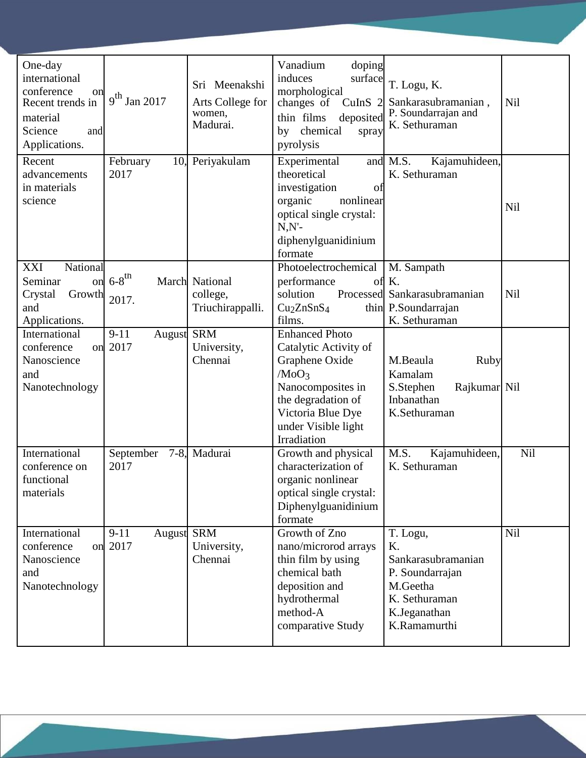| | | | | | |
|---|---|---|---|---|---|
| One-day international conference on Recent trends in material Science and Applications. | 9th Jan 2017 | Sri Meenakshi Arts College for women, Madurai. | Vanadium doping induces surface morphological changes of $CuInS_2$ thin films deposited by chemical spray pyrolysis | T. Logu, K. Sankarasubramanian , P. Soundarrajan and K. Sethuraman | Nil |
| Recent advancements in materials science | February 10, 2017 | Periyakulam | Experimental and theoretical investigation of organic nonlinear optical single crystal: N,N'-diphenylguanidinium formate | M.S. Kajamuhideen, K. Sethuraman | Nil |
| XXI National Seminar on Crystal Growth and Applications. | 6-8th March 2017. | National college, Triuchirappalli. | Photoelectrochemical performance of solution Processed $Cu_2ZnSnS_4$ thin films. | M. Sampath K. Sankarasubramanian P.Soundarrajan K. Sethuraman | Nil |
| International conference on Nanoscience and Nanotechnology | 9-11 August 2017 | SRM University, Chennai | Enhanced Photo Catalytic Activity of Graphene Oxide /$MoO_3$ Nanocomposites in the degradation of Victoria Blue Dye under Visible light Irradiation | M.Beaula Ruby Kamalam S.Stephen Rajkumar Inbanathan K.Sethuraman | Nil |
| International conference on functional materials | September 7-8, 2017 | Madurai | Growth and physical characterization of organic nonlinear optical single crystal: Diphenylguanidinium formate | M.S. Kajamuhideen, K. Sethuraman | Nil |
| International conference on Nanoscience and Nanotechnology | 9-11 August 2017 | SRM University, Chennai | Growth of Zno nano/microrod arrays thin film by using chemical bath deposition and hydrothermal method-A comparative Study | T. Logu, K. Sankarasubramanian P. Soundarrajan M.Geetha K. Sethuraman K.Jeganathan K.Ramamurthi | Nil |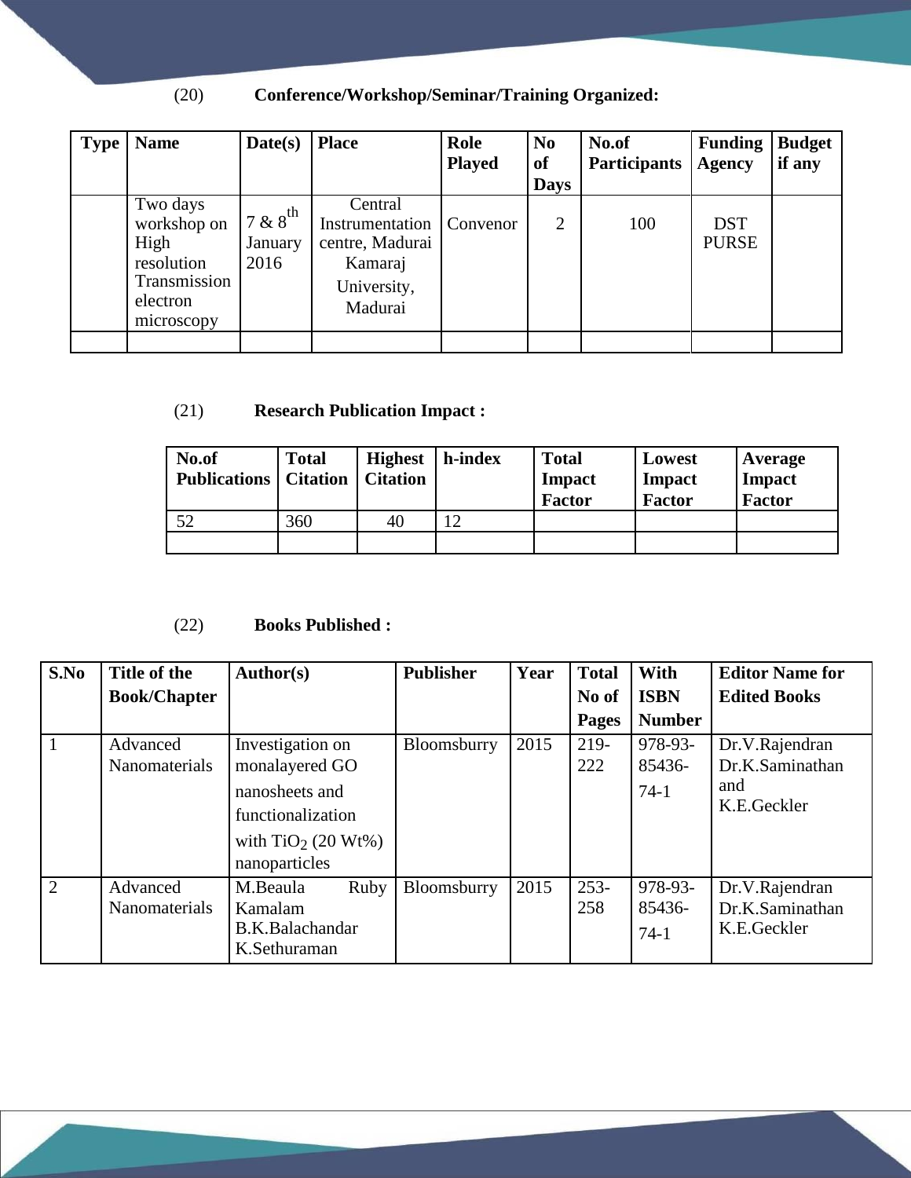(20) **Conference/Workshop/Seminar/Training Organized:**

| Type | Name | Date(s) | Place | Role Played | No of Days | No.of Participants | Funding Agency | Budget if any |
|---|---|---|---|---|---|---|---|---|
| | Two days workshop on High resolution Transmission electron microscopy | 7 & 8th January 2016 | Central Instrumentation centre, Madurai Kamaraj University, Madurai | Convenor | 2 | 100 | DST PURSE | |
| | | | | | | | | |

(21) **Research Publication Impact :**

| No.of Publications | Total Citation | Highest Citation | h-index | Total Impact Factor | Lowest Impact Factor | Average Impact Factor |
|---|---|---|---|---|---|---|
| 52 | 360 | 40 | 12 | | | |
| | | | | | | |

(22) **Books Published :**

| S.No | Title of the Book/Chapter | Author(s) | Publisher | Year | Total No of Pages | With ISBN Number | Editor Name for Edited Books |
|---|---|---|---|---|---|---|---|
| 1 | Advanced Nanomaterials | Investigation on monalayered GO nanosheets and functionalization with $TiO_2$ (20 Wt%) nanoparticles | Bloomsburry | 2015 | 219-222 | 978-93-85436-74-1 | Dr.V.Rajendran Dr.K.Saminathan and K.E.Geckler |
| 2 | Advanced Nanomaterials | M.Beaula Ruby Kamalam B.K.Balachandar K.Sethuraman | Bloomsburry | 2015 | 253-258 | 978-93-85436-74-1 | Dr.V.Rajendran Dr.K.Saminathan K.E.Geckler |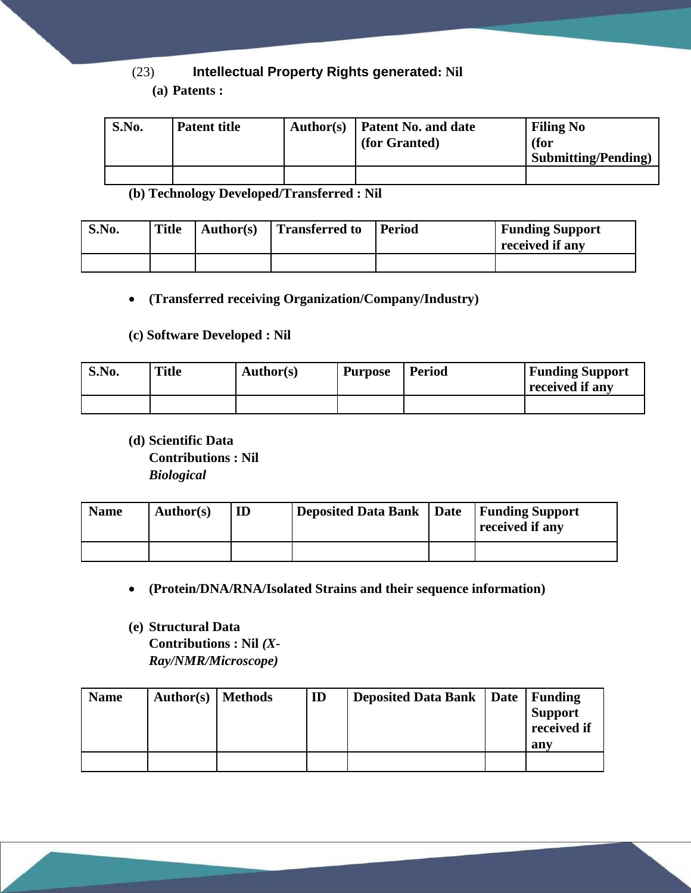(23) **Intellectual Property Rights generated: Nil**

**(a) Patents :**

| S.No. | Patent title | Author(s) | Patent No. and date (for Granted) | Filing No (for Submitting/Pending) |
|---|---|---|---|---|
| | | | | |

**(b) Technology Developed/Transferred : Nil**

| S.No. | Title | Author(s) | Transferred to | Period | Funding Support received if any |
|---|---|---|---|---|---|
| | | | | | |

- **(Transferred receiving Organization/Company/Industry)**

**(c) Software Developed : Nil**

| S.No. | Title | Author(s) | Purpose | Period | Funding Support received if any |
|---|---|---|---|---|---|
| | | | | | |

**(d) Scientific Data Contributions : Nil** ***Biological***

| Name | Author(s) | ID | Deposited Data Bank | Date | Funding Support received if any |
|---|---|---|---|---|---|
| | | | | | |

- **(Protein/DNA/RNA/Isolated Strains and their sequence information)**

**(e) Structural Data Contributions : Nil *(X-Ray/NMR/Microscope)***

| Name | Author(s) | Methods | ID | Deposited Data Bank | Date | Funding Support received if any |
|---|---|---|---|---|---|---|
| | | | | | | |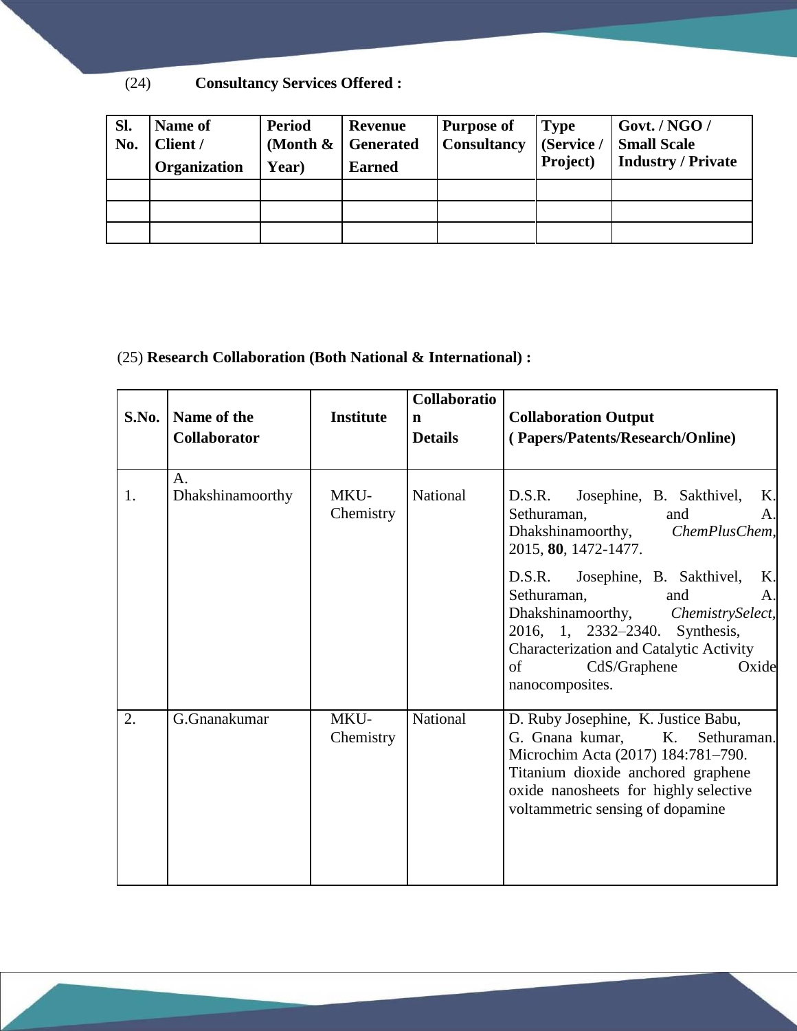(24) **Consultancy Services Offered :**

| Sl. No. | Name of Client / Organization | Period (Month & Year) | Revenue Generated Earned | Purpose of Consultancy | Type (Service / Project) | Govt. / NGO / Small Scale Industry / Private |
|---|---|---|---|---|---|---|
| | | | | | | |
| | | | | | | |
| | | | | | | |

(25) **Research Collaboration (Both National & International) :**

| S.No. | Name of the Collaborator | Institute | Collaboration Details | Collaboration Output ( Papers/Patents/Research/Online) |
|---|---|---|---|---|
| 1. | A. Dhakshinamoorthy | MKU-Chemistry | National | D.S.R. Josephine, B. Sakthivel, K. Sethuraman, and A. Dhakshinamoorthy, *ChemPlusChem*, 2015, **80**, 1472-1477.<br>D.S.R. Josephine, B. Sakthivel, K. Sethuraman, and A. Dhakshinamoorthy, *ChemistrySelect*, 2016, 1, 2332–2340. Synthesis, Characterization and Catalytic Activity of CdS/Graphene Oxide nanocomposites. |
| 2. | G.Gnanakumar | MKU-Chemistry | National | D. Ruby Josephine, K. Justice Babu, G. Gnana kumar, K. Sethuraman. Microchim Acta (2017) 184:781–790. Titanium dioxide anchored graphene oxide nanosheets for highly selective voltammetric sensing of dopamine |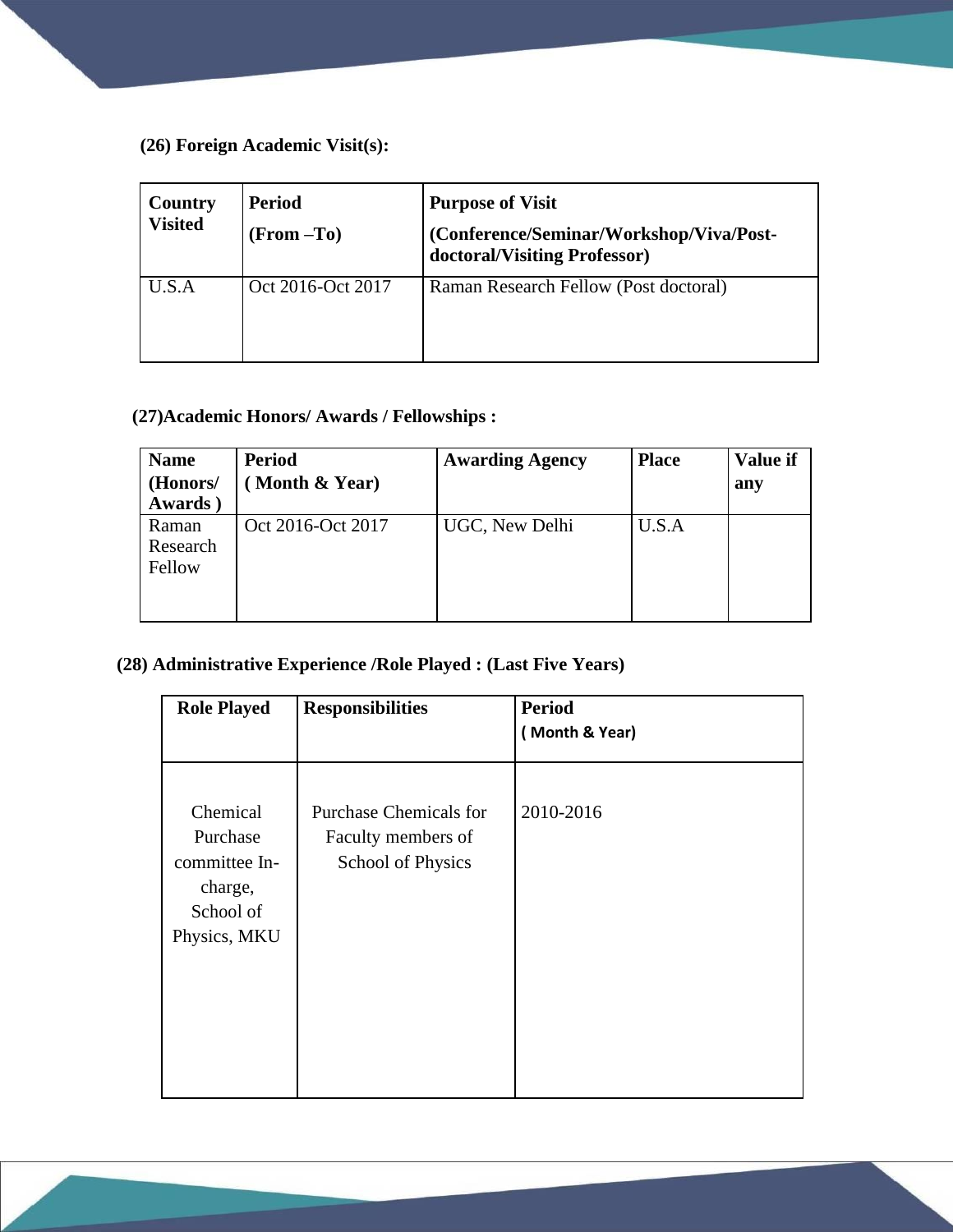**(26) Foreign Academic Visit(s):**

| Country Visited | Period (From –To) | Purpose of Visit (Conference/Seminar/Workshop/Viva/Post-doctoral/Visiting Professor) |
|---|---|---|
| U.S.A | Oct 2016-Oct 2017 | Raman Research Fellow (Post doctoral) |

**(27)Academic Honors/ Awards / Fellowships :**

| Name (Honors/ Awards ) | Period ( Month & Year) | Awarding Agency | Place | Value if any |
|---|---|---|---|---|
| Raman Research Fellow | Oct 2016-Oct 2017 | UGC, New Delhi | U.S.A | |

**(28) Administrative Experience /Role Played : (Last Five Years)**

| Role Played | Responsibilities | Period ( Month & Year) |
|---|---|---|
| Chemical Purchase committee In-charge, School of Physics, MKU | Purchase Chemicals for Faculty members of School of Physics | 2010-2016 |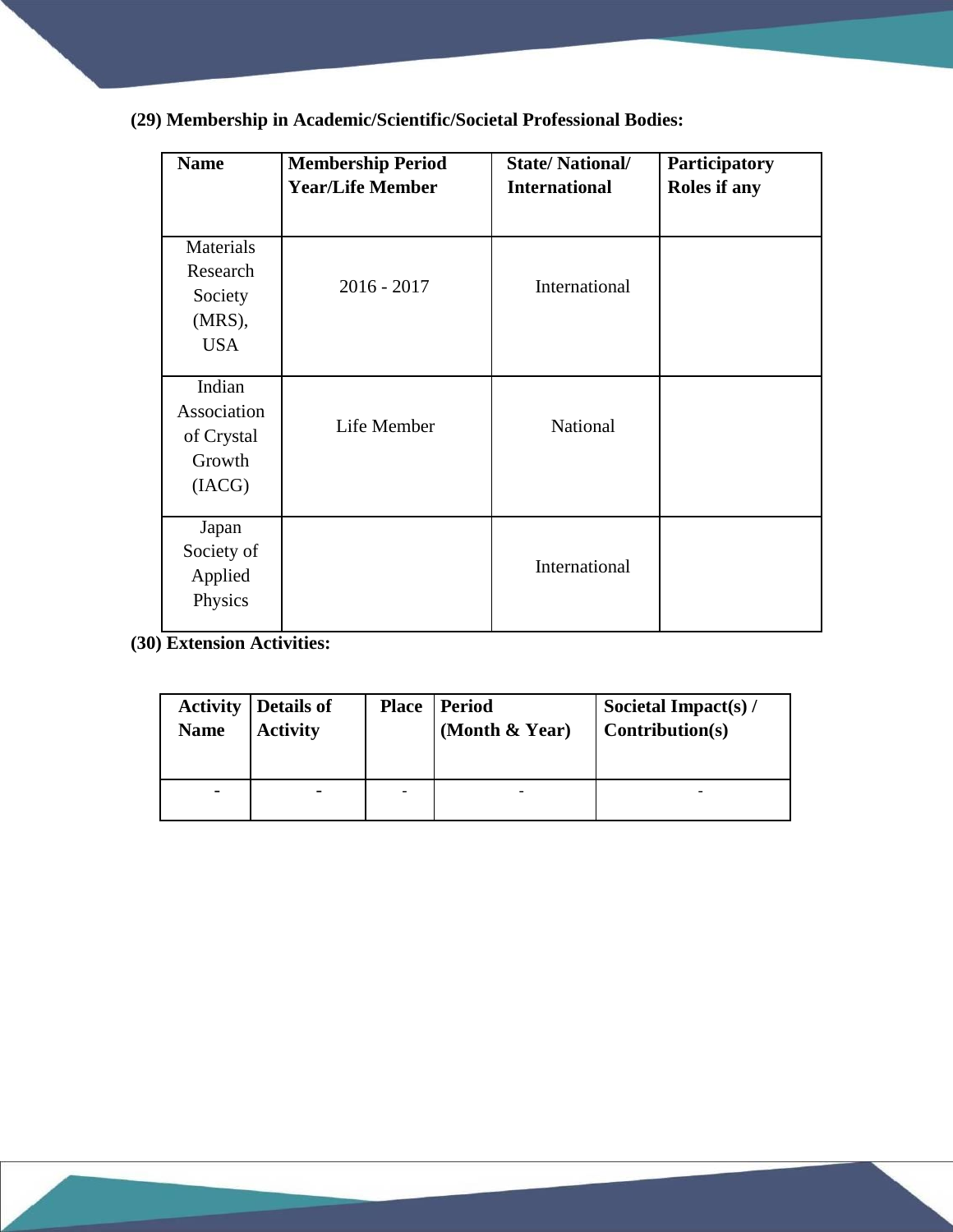**(29) Membership in Academic/Scientific/Societal Professional Bodies:**

| Name | Membership Period Year/Life Member | State/ National/ International | Participatory Roles if any |
|---|---|---|---|
| Materials Research Society (MRS), USA | 2016 - 2017 | International | |
| Indian Association of Crystal Growth (IACG) | Life Member | National | |
| Japan Society of Applied Physics | | International | |

**(30) Extension Activities:**

| Activity Name | Details of Activity | Place | Period (Month & Year) | Societal Impact(s) / Contribution(s) |
|---|---|---|---|---|
| - | - | - | - | - |